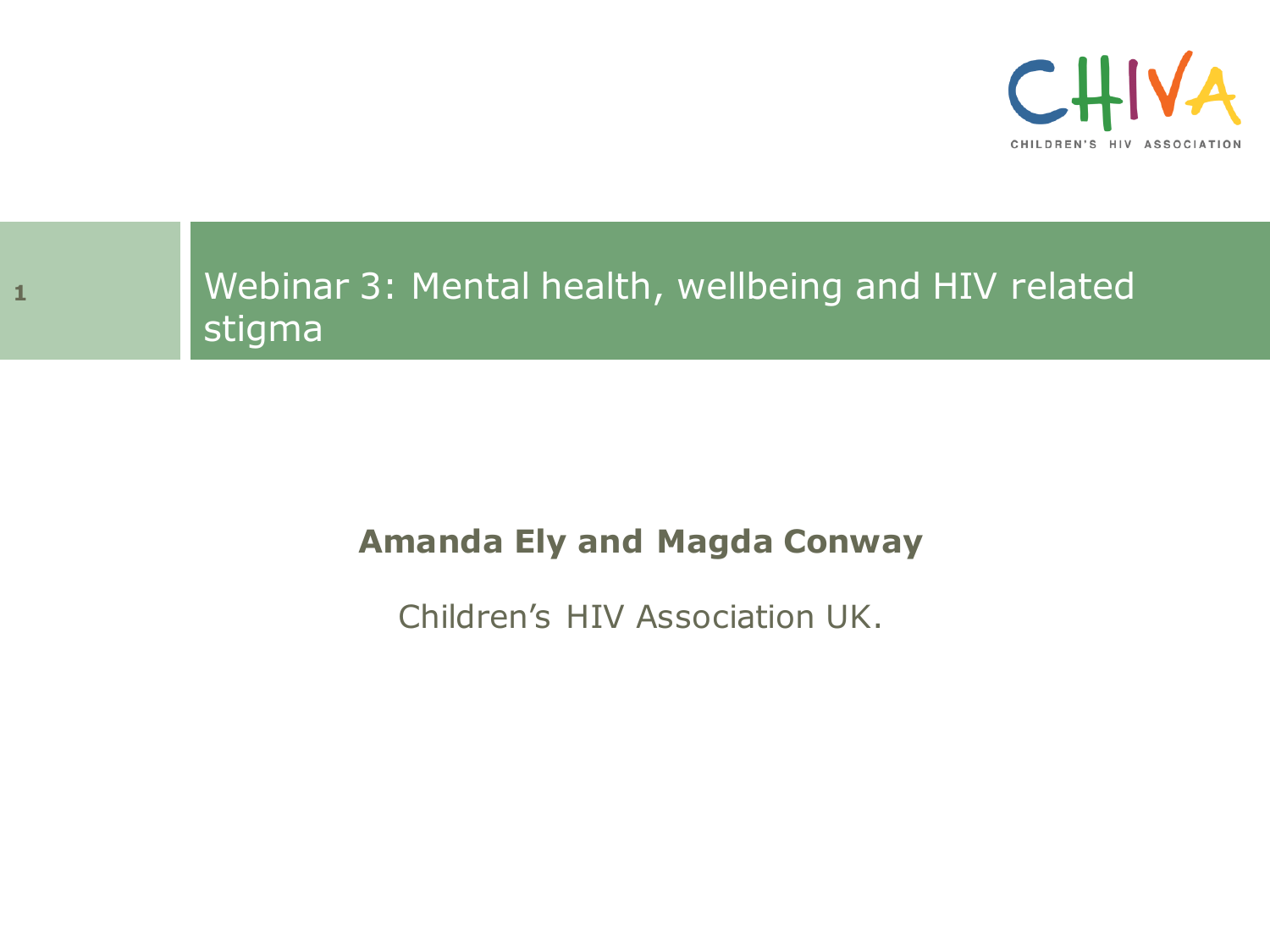CHIVA

CHILDREN'S HIV ASSOCIATION

# Webinar 3: Mental health, wellbeing and HIV related stigma

**Amanda Ely and Magda Conway**

Children's HIV Association UK.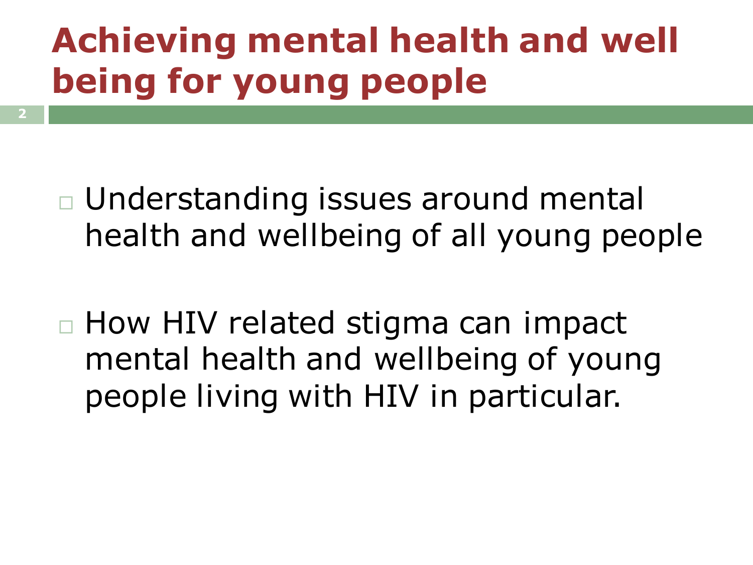# Achieving mental health and well being for young people

- Understanding issues around mental health and wellbeing of all young people

- How HIV related stigma can impact mental health and wellbeing of young people living with HIV in particular.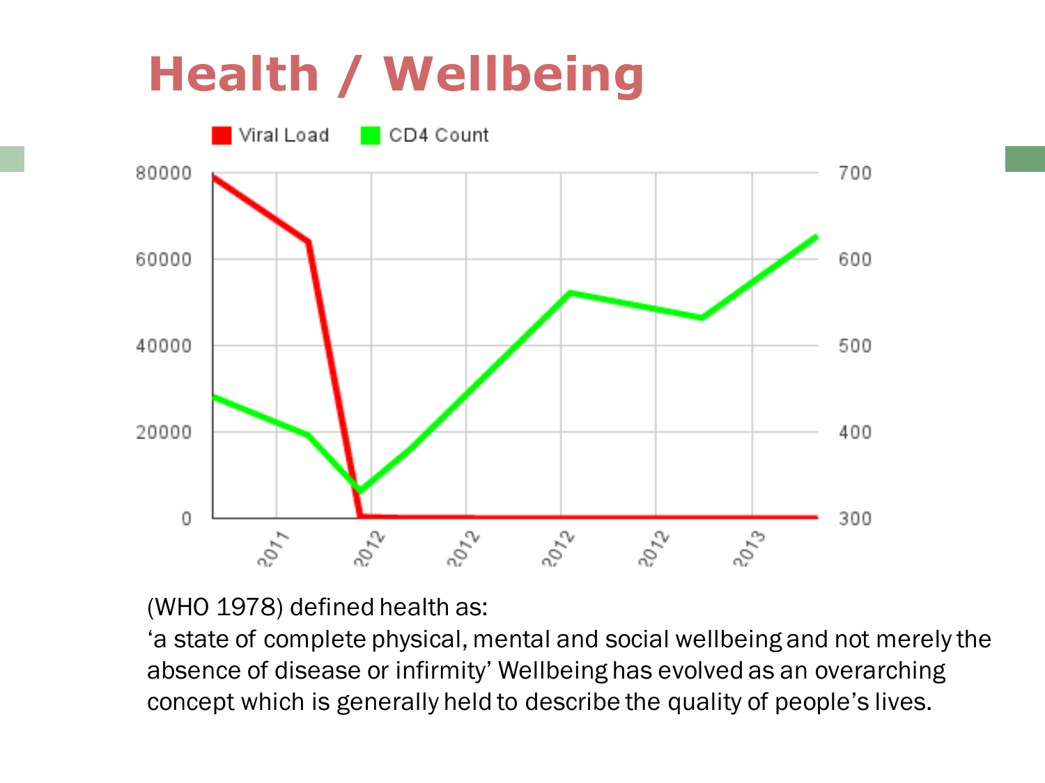# Health / Wellbeing

(WHO 1978) defined health as:
'a state of complete physical, mental and social wellbeing and not merely the absence of disease or infirmity' Wellbeing has evolved as an overarching concept which is generally held to describe the quality of people's lives.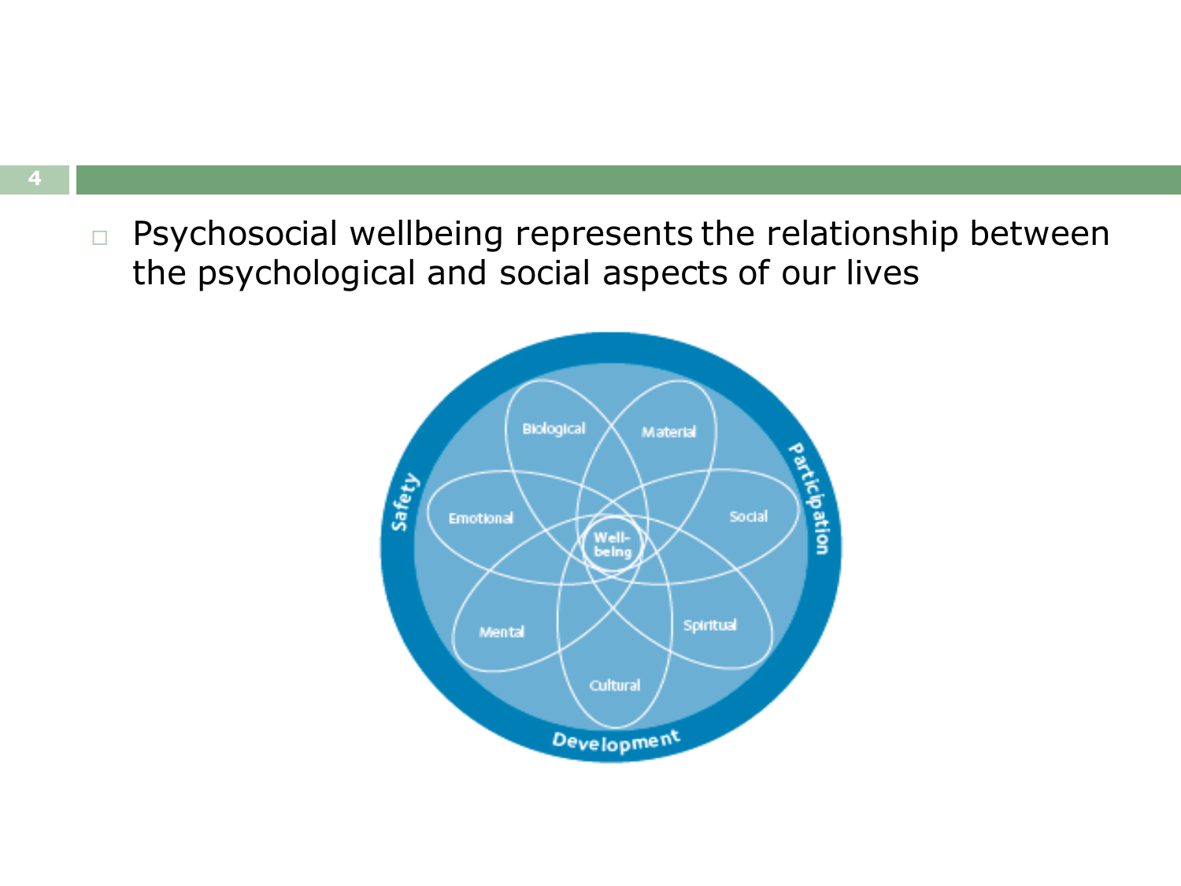- Psychosocial wellbeing represents the relationship between the psychological and social aspects of our lives

Safety

Participation

Development

Biological

Material

Emotional

Social

Well-being

Mental

Spiritual

Cultural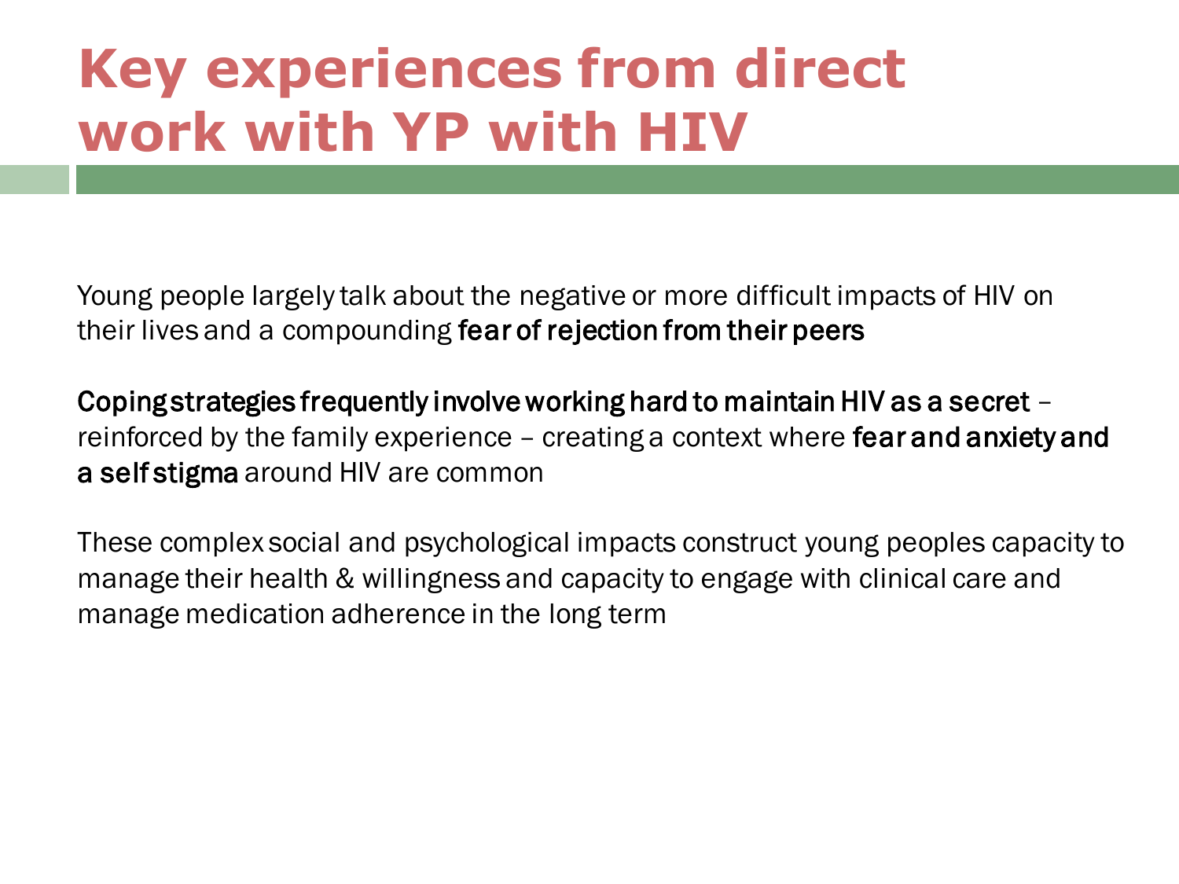# Key experiences from direct work with YP with HIV

Young people largely talk about the negative or more difficult impacts of HIV on their lives and a compounding **fear of rejection from their peers**

**Coping strategies frequently involve working hard to maintain HIV as a secret** – reinforced by the family experience – creating a context where **fear and anxiety and a self stigma** around HIV are common

These complex social and psychological impacts construct young peoples capacity to manage their health & willingness and capacity to engage with clinical care and manage medication adherence in the long term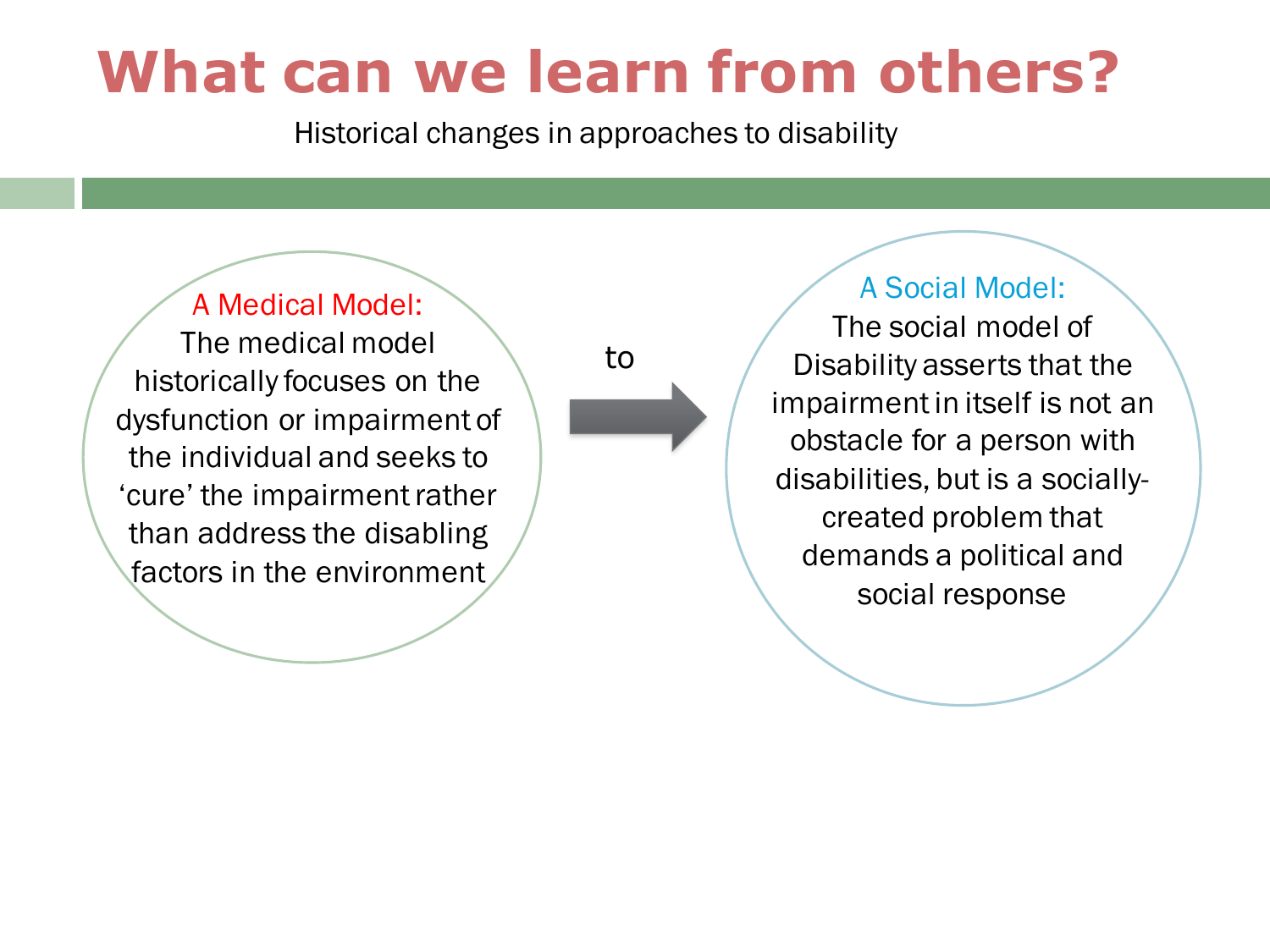# What can we learn from others?

Historical changes in approaches to disability

**A Medical Model:**
The medical model historically focuses on the dysfunction or impairment of the individual and seeks to 'cure' the impairment rather than address the disabling factors in the environment

to

**A Social Model:**
The social model of Disability asserts that the impairment in itself is not an obstacle for a person with disabilities, but is a socially-created problem that demands a political and social response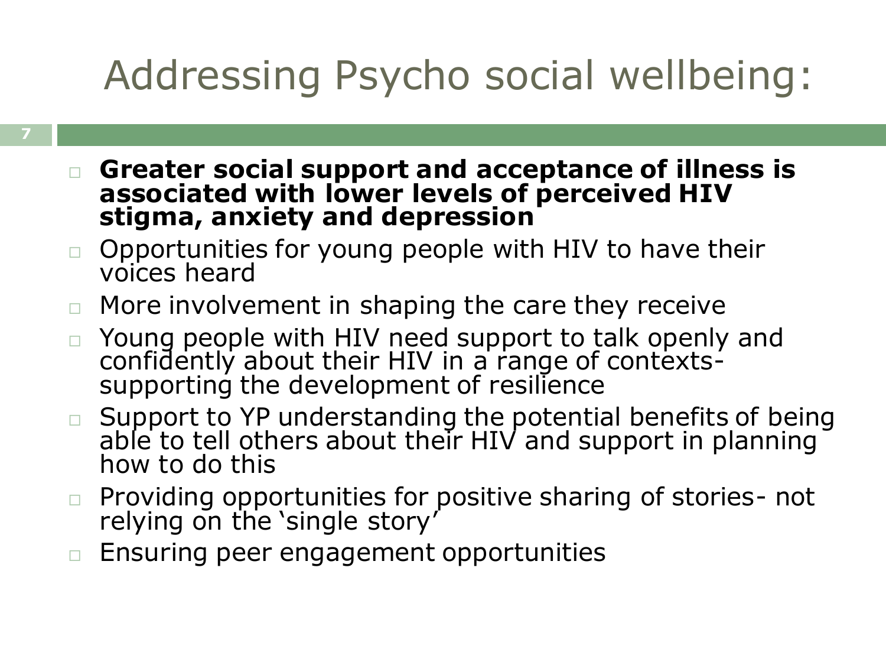# Addressing Psycho social wellbeing:

- **Greater social support and acceptance of illness is associated with lower levels of perceived HIV stigma, anxiety and depression**
- Opportunities for young people with HIV to have their voices heard
- More involvement in shaping the care they receive
- Young people with HIV need support to talk openly and confidently about their HIV in a range of contexts- supporting the development of resilience
- Support to YP understanding the potential benefits of being able to tell others about their HIV and support in planning how to do this
- Providing opportunities for positive sharing of stories- not relying on the 'single story'
- Ensuring peer engagement opportunities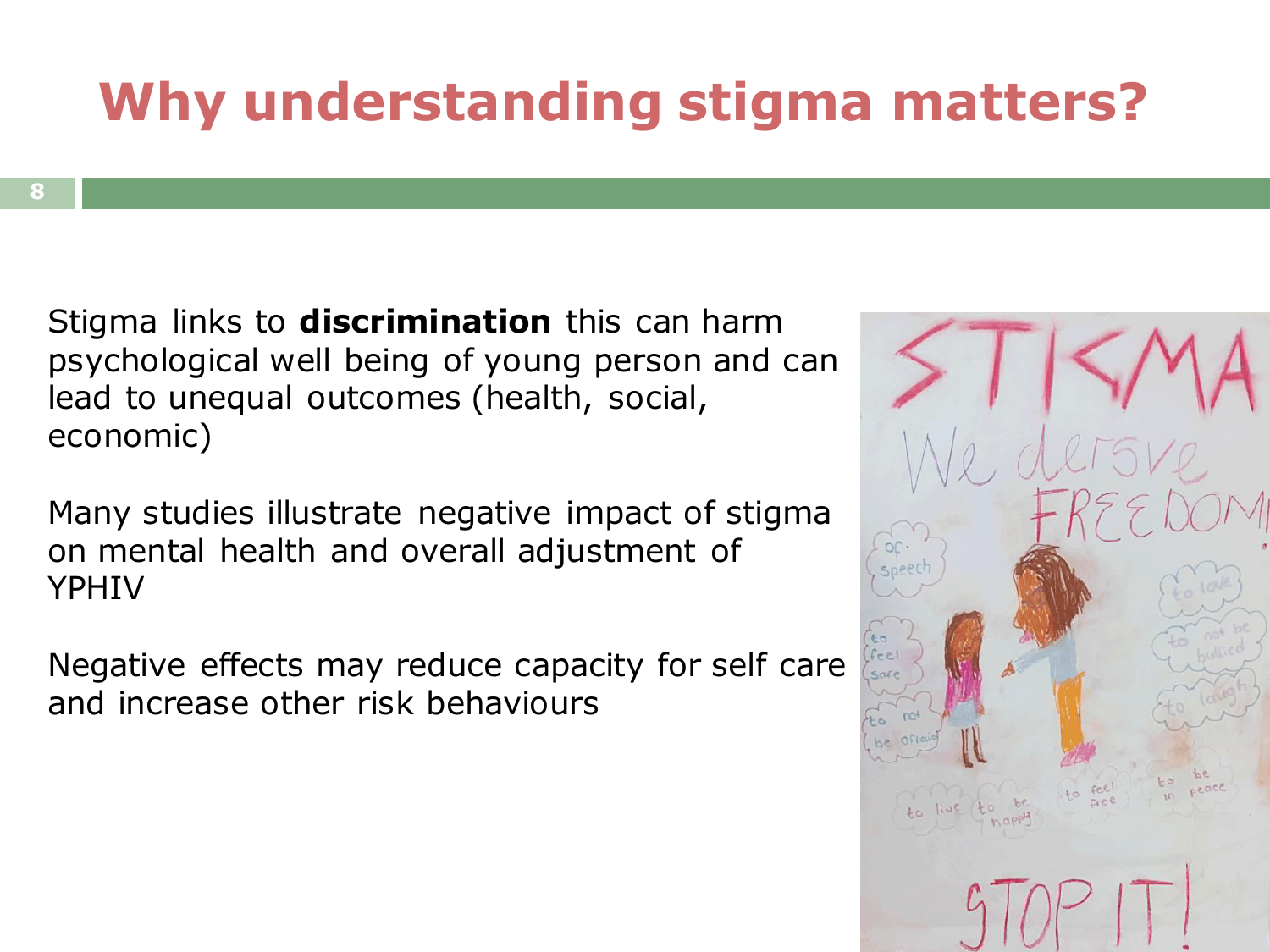# Why understanding stigma matters?

Stigma links to **discrimination** this can harm psychological well being of young person and can lead to unequal outcomes (health, social, economic)

Many studies illustrate negative impact of stigma on mental health and overall adjustment of YPHIV

Negative effects may reduce capacity for self care and increase other risk behaviours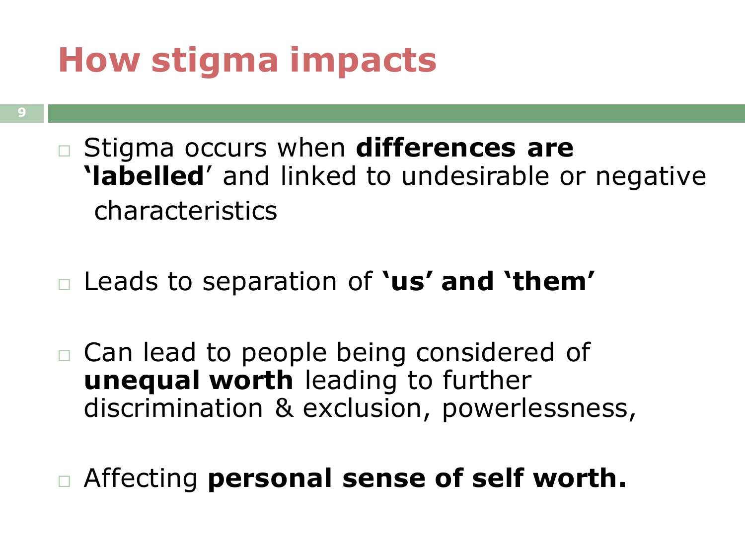# How stigma impacts

- Stigma occurs when **differences are ‘labelled**’ and linked to undesirable or negative characteristics

- Leads to separation of **‘us’ and ‘them’**

- Can lead to people being considered of **unequal worth** leading to further discrimination & exclusion, powerlessness,

- Affecting **personal sense of self worth.**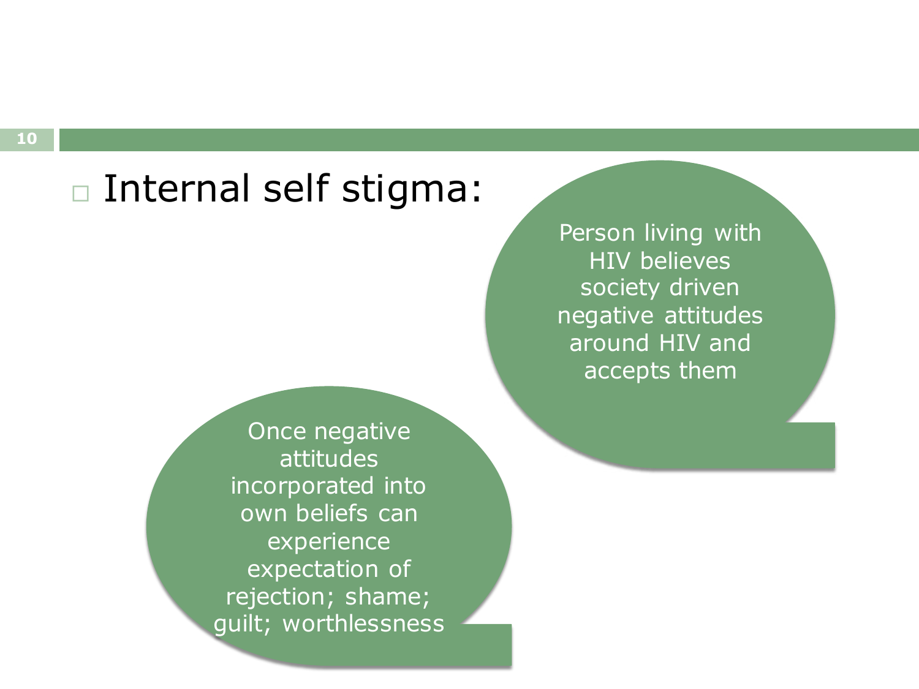- Internal self stigma:

Person living with HIV believes society driven negative attitudes around HIV and accepts them

Once negative attitudes incorporated into own beliefs can experience expectation of rejection; shame; guilt; worthlessness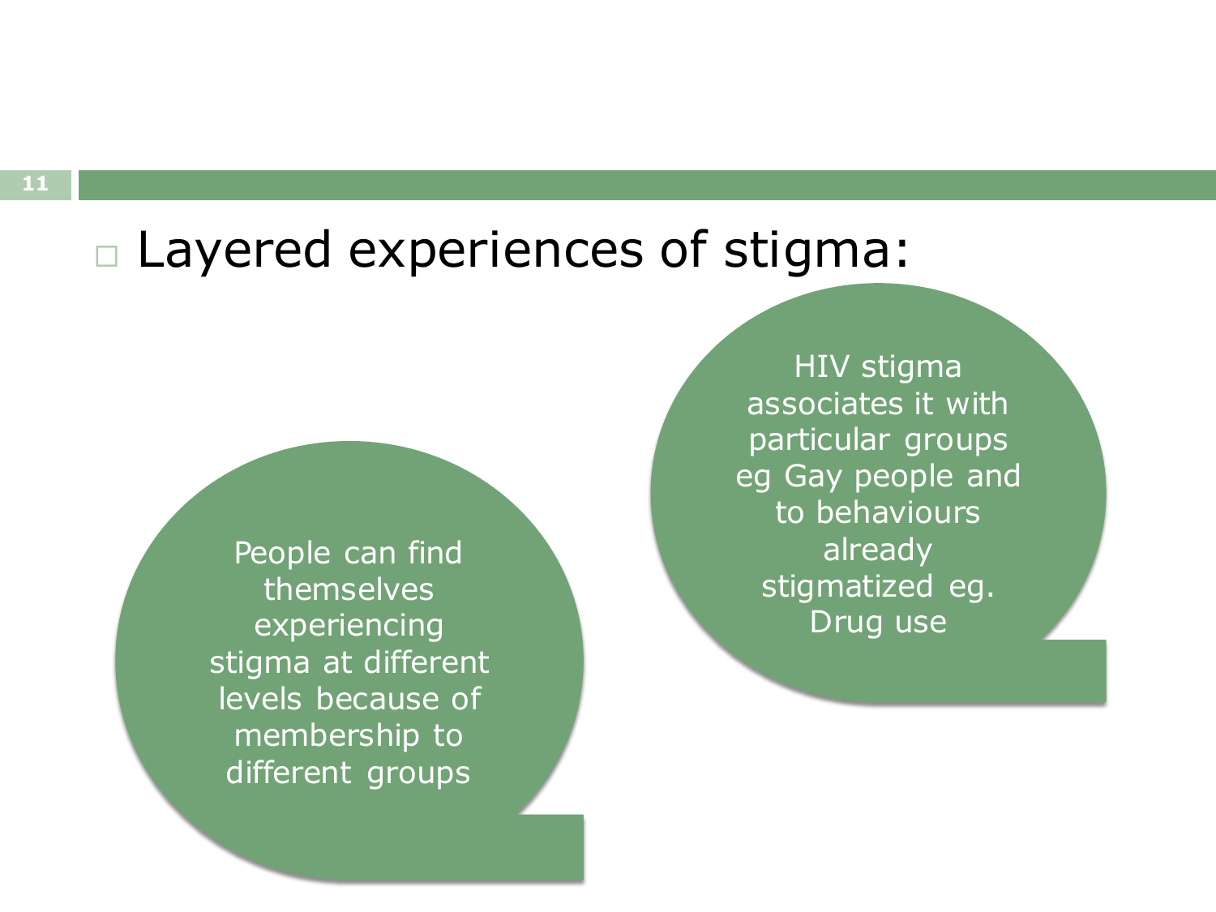- Layered experiences of stigma:

People can find themselves experiencing stigma at different levels because of membership to different groups

HIV stigma associates it with particular groups eg Gay people and to behaviours already stigmatized eg. Drug use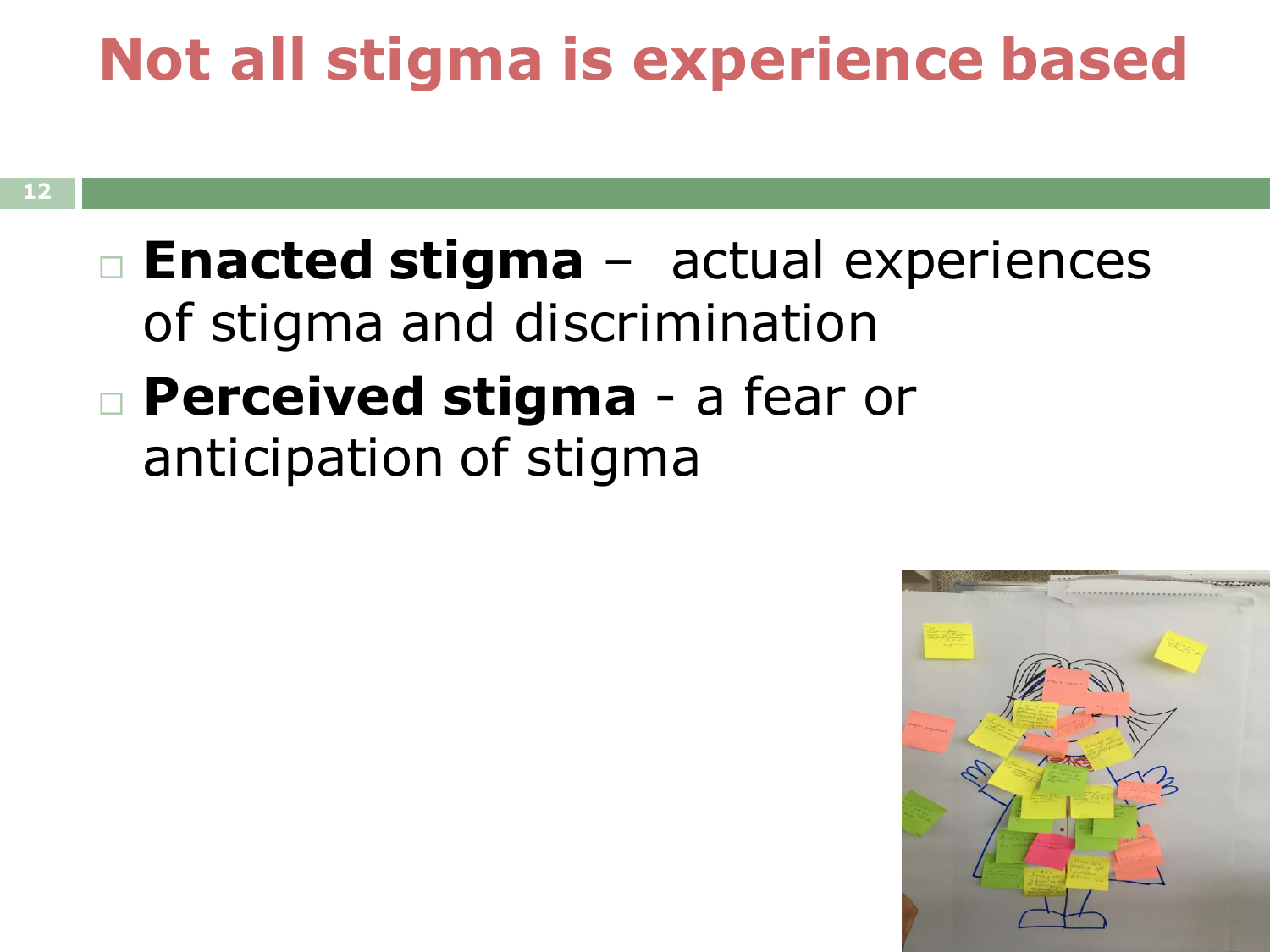# Not all stigma is experience based

- **Enacted stigma** – actual experiences of stigma and discrimination
- **Perceived stigma** - a fear or anticipation of stigma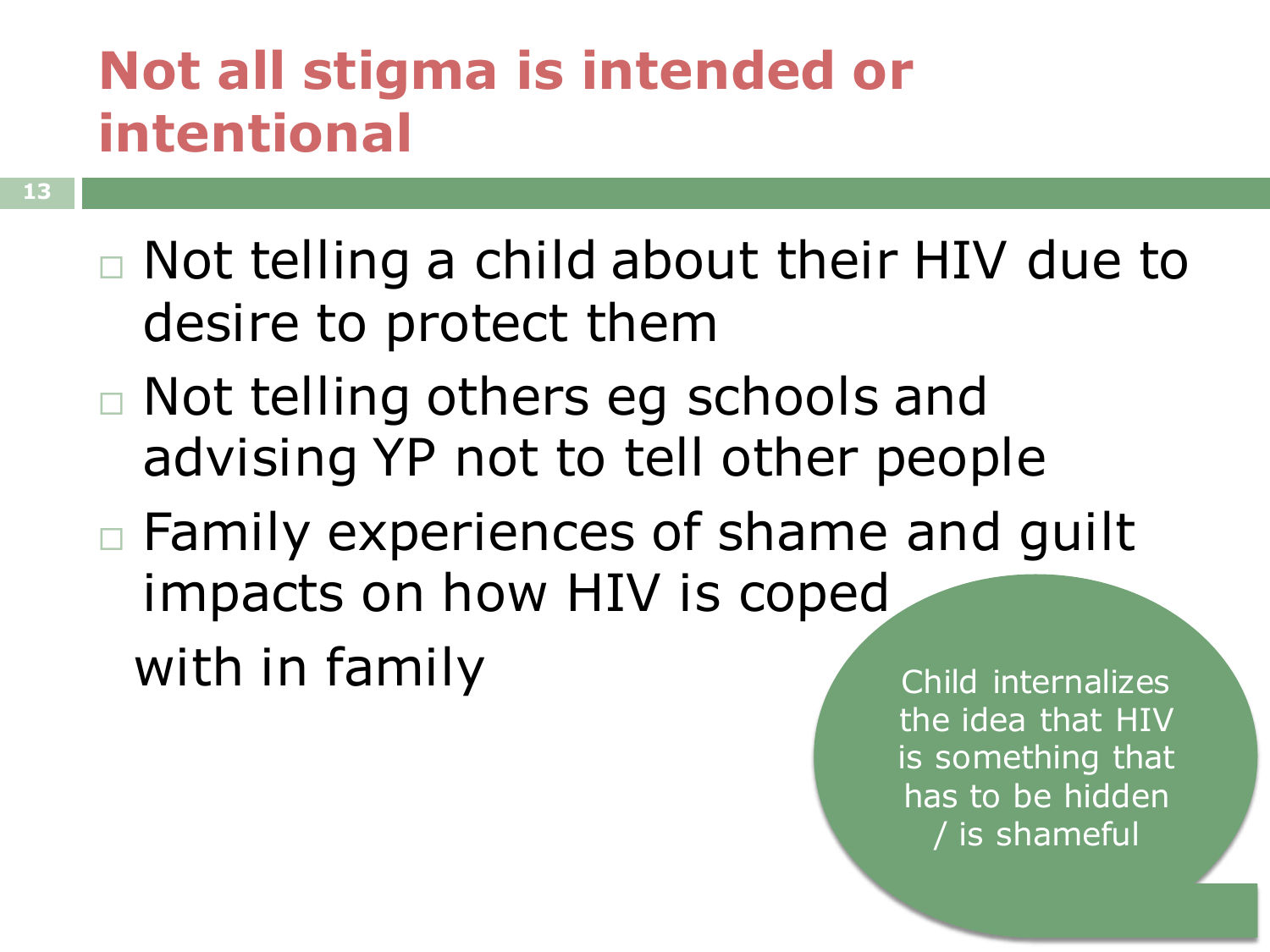# Not all stigma is intended or intentional

- Not telling a child about their HIV due to desire to protect them
- Not telling others eg schools and advising YP not to tell other people
- Family experiences of shame and guilt impacts on how HIV is coped with in family

Child internalizes the idea that HIV is something that has to be hidden / is shameful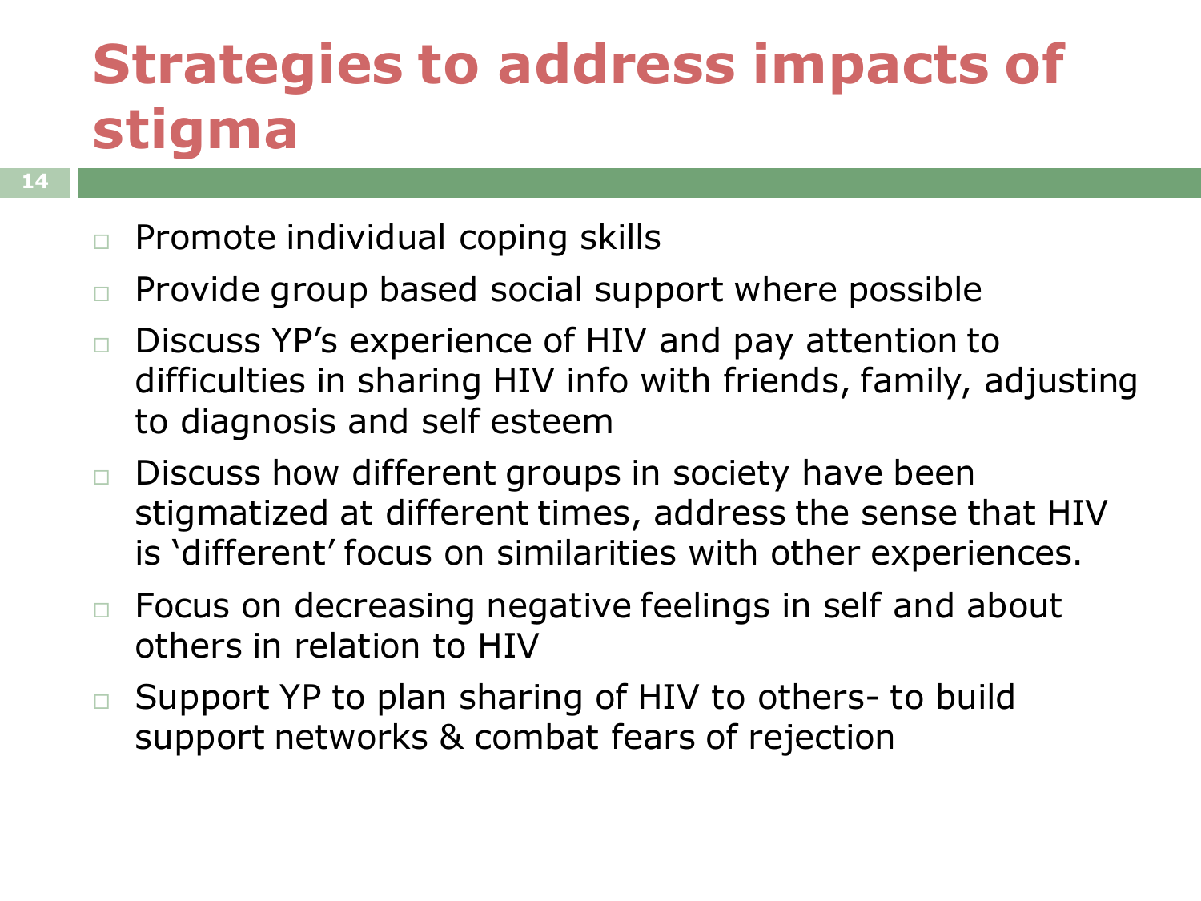# Strategies to address impacts of stigma

- Promote individual coping skills
- Provide group based social support where possible
- Discuss YP's experience of HIV and pay attention to difficulties in sharing HIV info with friends, family, adjusting to diagnosis and self esteem
- Discuss how different groups in society have been stigmatized at different times, address the sense that HIV is 'different' focus on similarities with other experiences.
- Focus on decreasing negative feelings in self and about others in relation to HIV
- Support YP to plan sharing of HIV to others- to build support networks & combat fears of rejection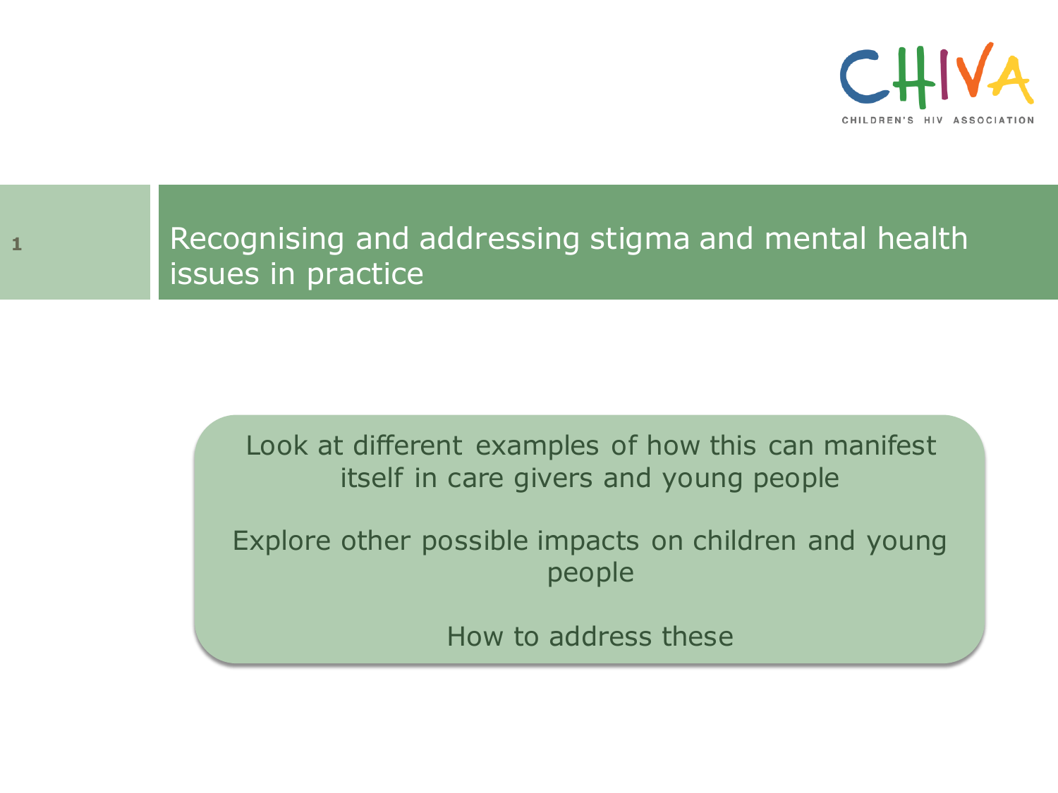# Recognising and addressing stigma and mental health issues in practice

Look at different examples of how this can manifest itself in care givers and young people

Explore other possible impacts on children and young people

How to address these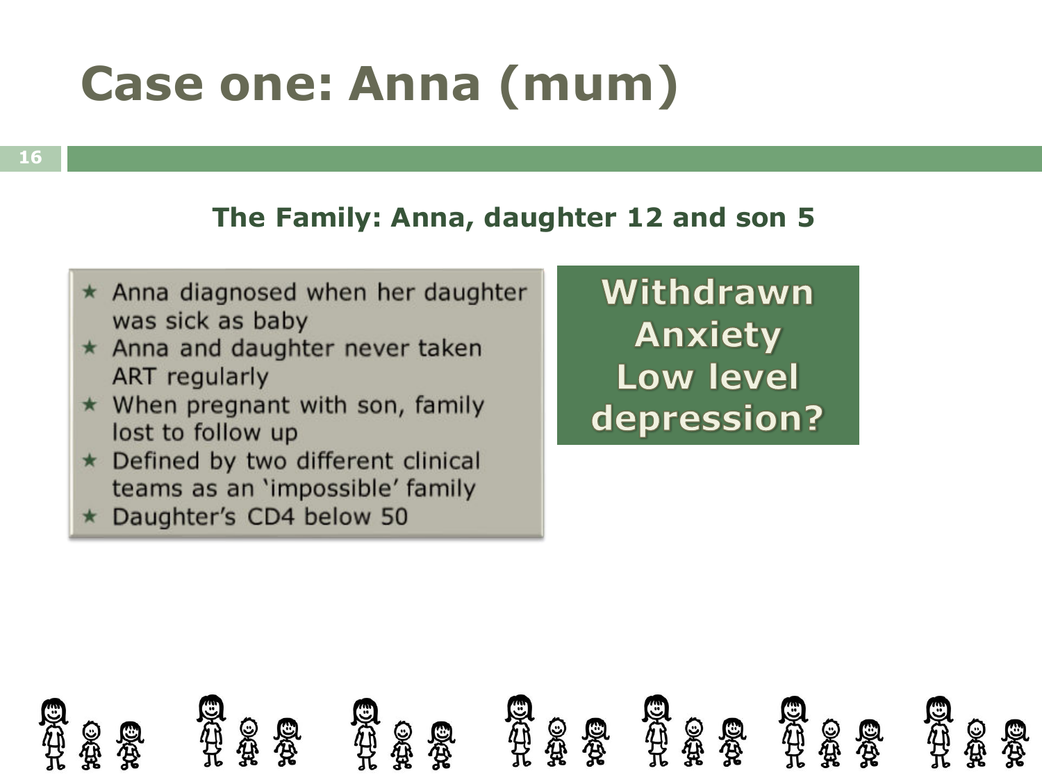# Case one: Anna (mum)

**The Family: Anna, daughter 12 and son 5**

- Anna diagnosed when her daughter was sick as baby
- Anna and daughter never taken ART regularly
- When pregnant with son, family lost to follow up
- Defined by two different clinical teams as an 'impossible' family
- Daughter's CD4 below 50

**Withdrawn**
**Anxiety**
**Low level depression?**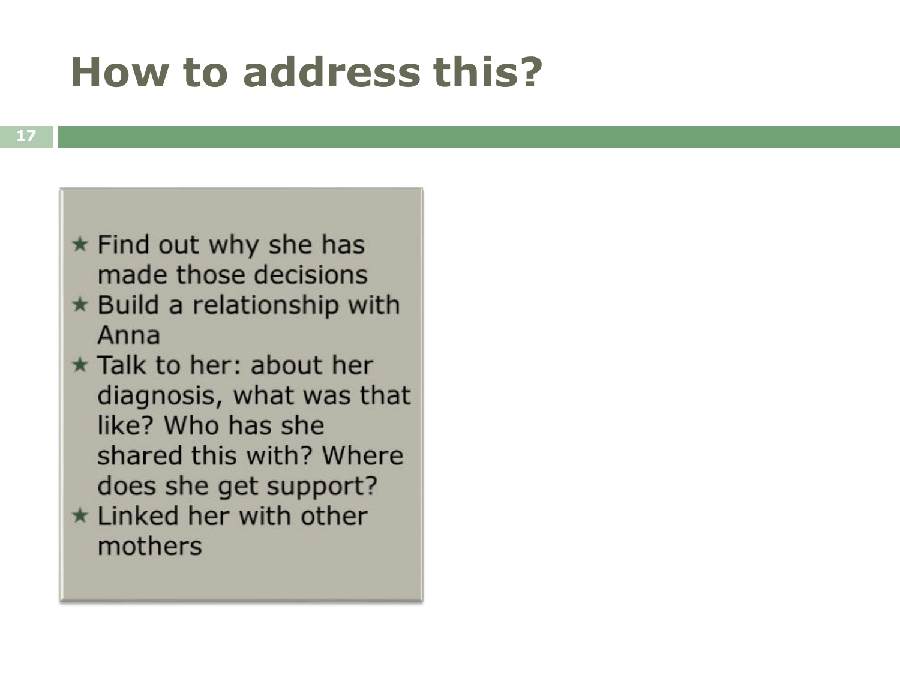# How to address this?

- Find out why she has made those decisions
- Build a relationship with Anna
- Talk to her: about her diagnosis, what was that like? Who has she shared this with? Where does she get support?
- Linked her with other mothers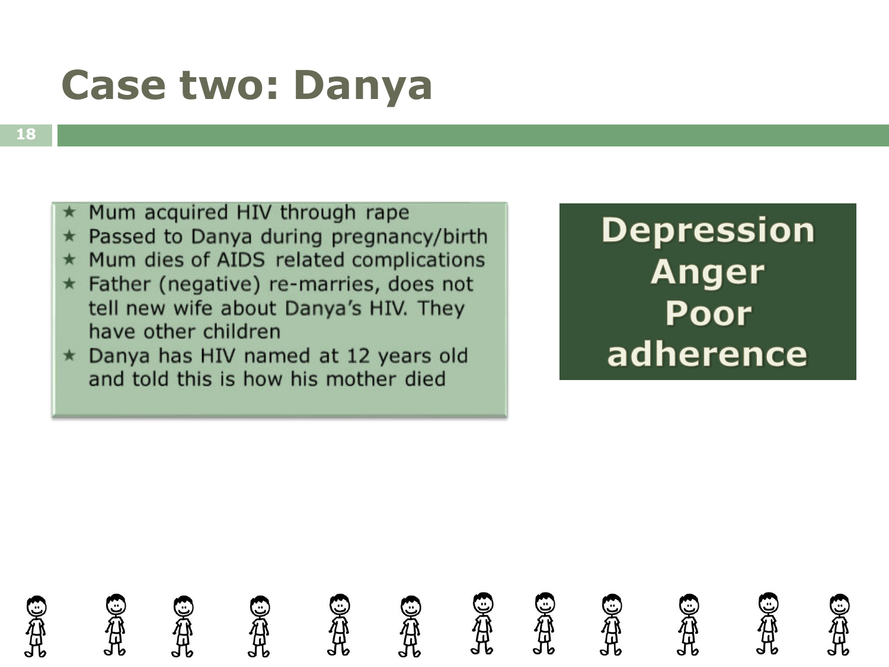# Case two: Danya

- Mum acquired HIV through rape
- Passed to Danya during pregnancy/birth
- Mum dies of AIDS related complications
- Father (negative) re-marries, does not tell new wife about Danya's HIV. They have other children
- Danya has HIV named at 12 years old and told this is how his mother died

**Depression**
**Anger**
**Poor adherence**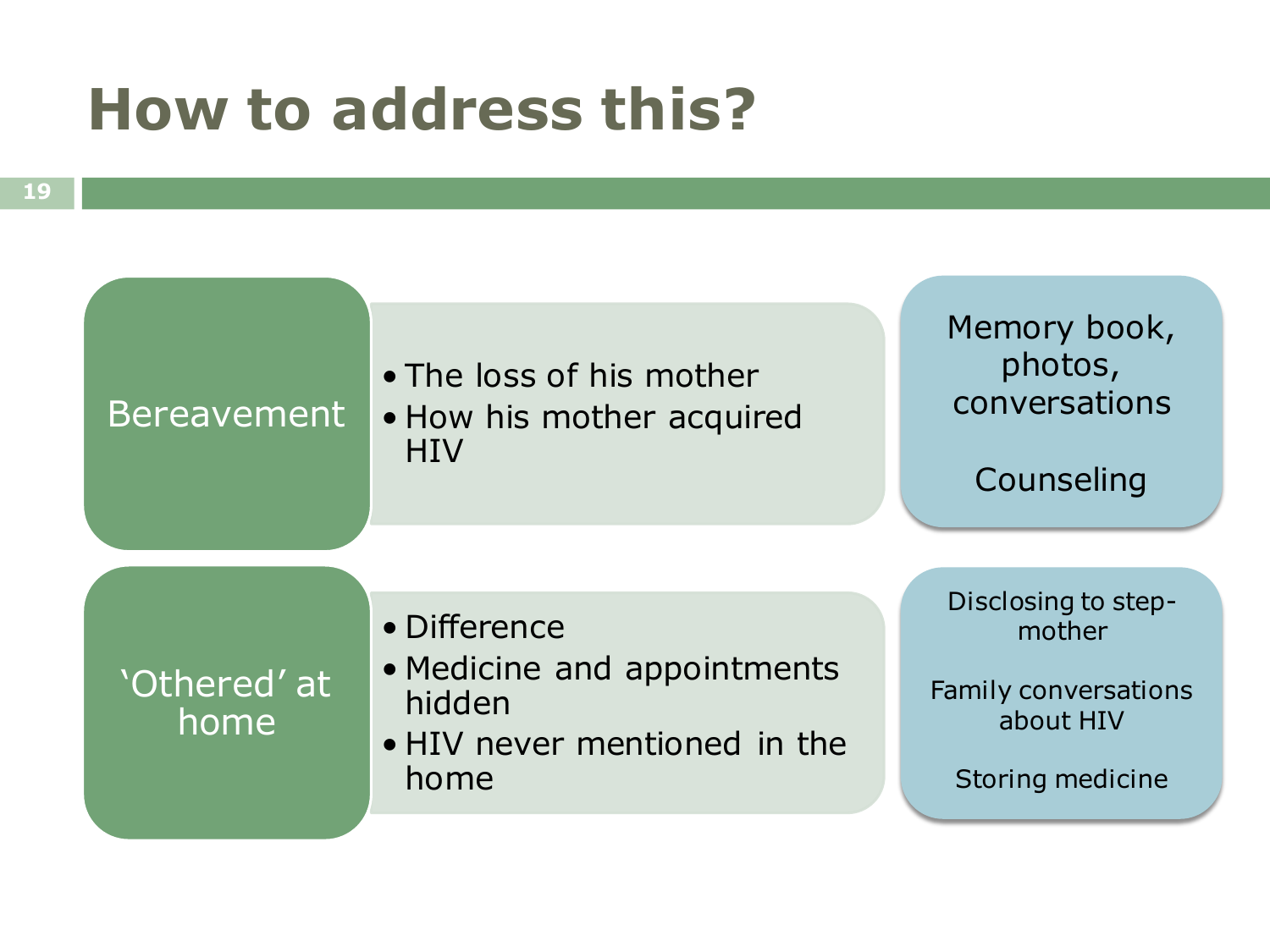# How to address this?

| Issue | Details | How to address |
| --- | --- | --- |
| Bereavement | • The loss of his mother<br>• How his mother acquired HIV | Memory book, photos, conversations<br><br>Counseling |
| 'Othered' at home | • Difference<br>• Medicine and appointments hidden<br>• HIV never mentioned in the home | Disclosing to step-mother<br><br>Family conversations about HIV<br><br>Storing medicine |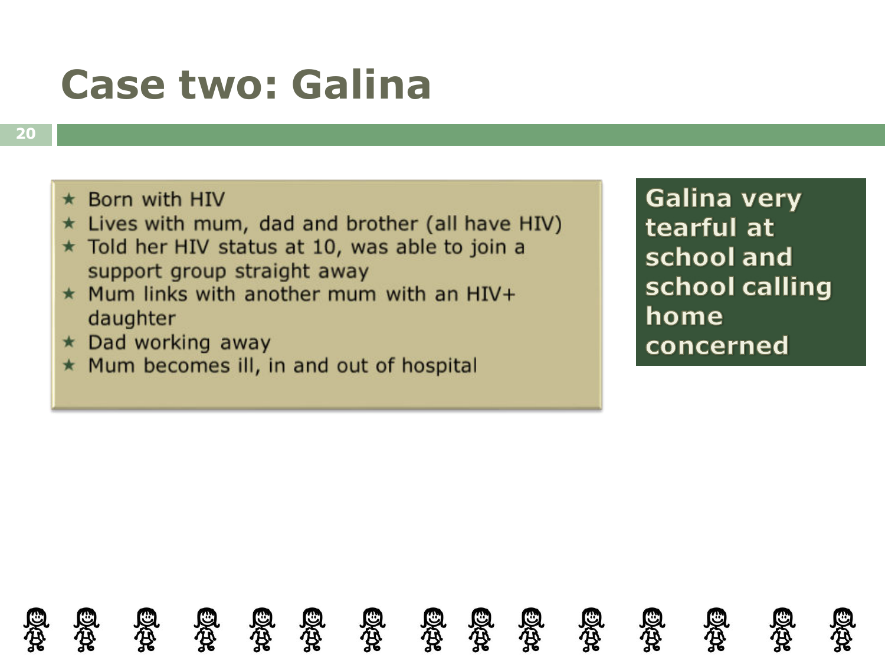# Case two: Galina

- Born with HIV
- Lives with mum, dad and brother (all have HIV)
- Told her HIV status at 10, was able to join a support group straight away
- Mum links with another mum with an HIV+ daughter
- Dad working away
- Mum becomes ill, in and out of hospital

**Galina very tearful at school and school calling home concerned**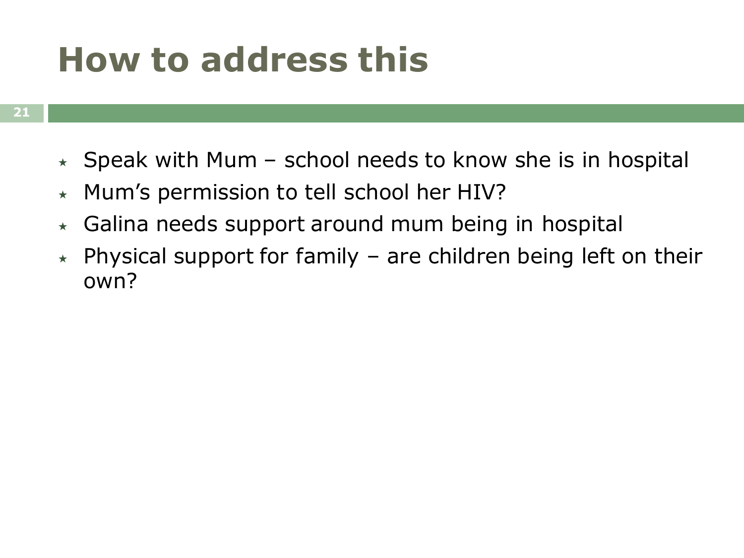# How to address this

- Speak with Mum – school needs to know she is in hospital
- Mum's permission to tell school her HIV?
- Galina needs support around mum being in hospital
- Physical support for family – are children being left on their own?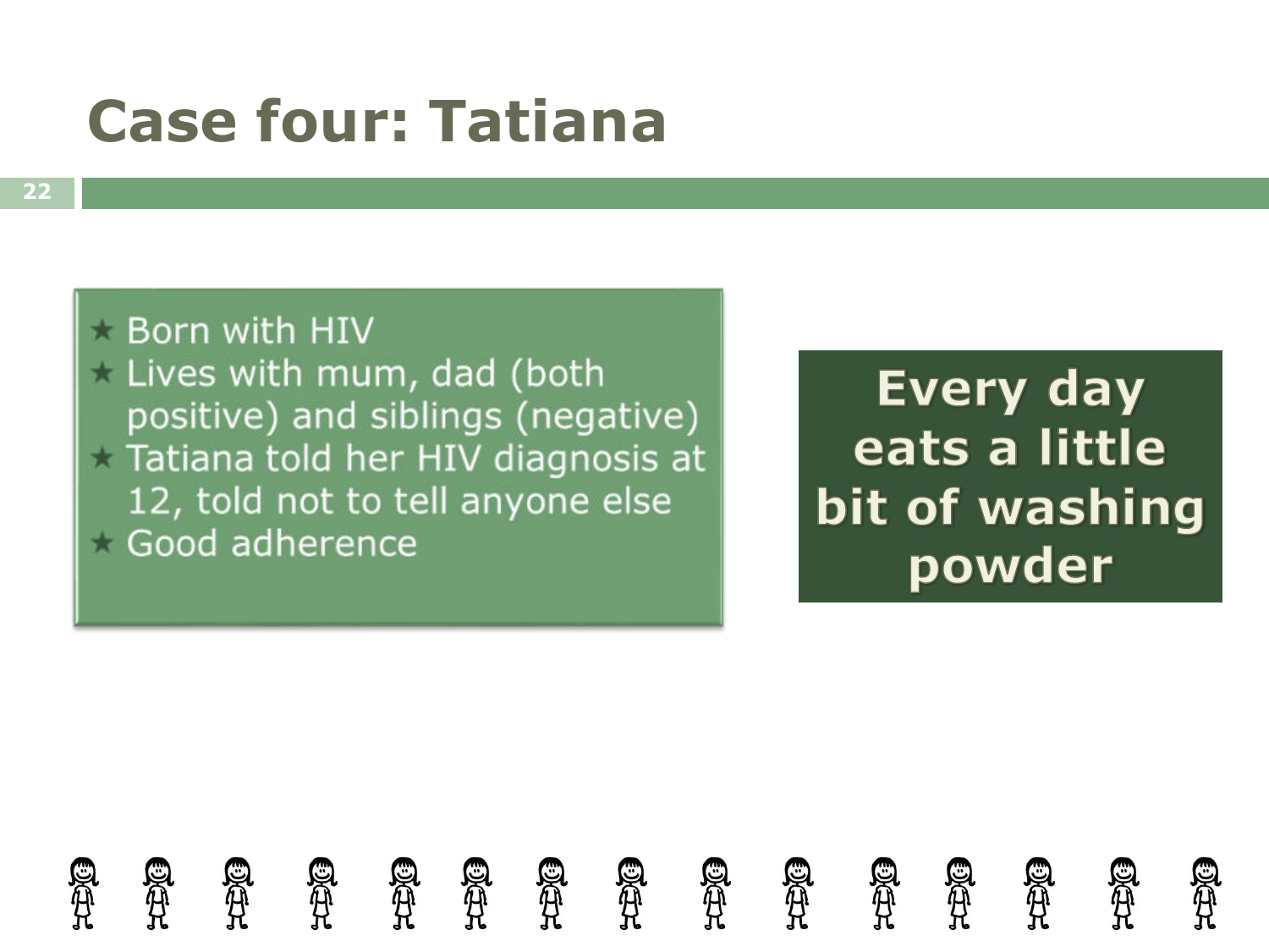# Case four: Tatiana

- Born with HIV
- Lives with mum, dad (both positive) and siblings (negative)
- Tatiana told her HIV diagnosis at 12, told not to tell anyone else
- Good adherence

**Every day eats a little bit of washing powder**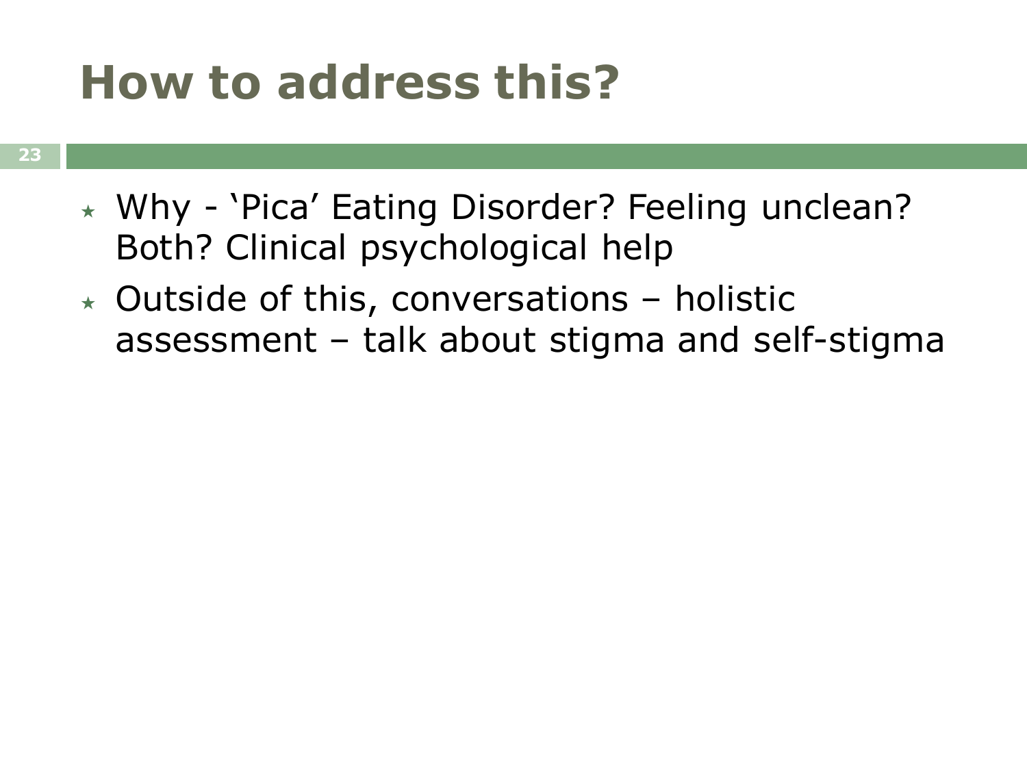# How to address this?

- Why - ‘Pica’ Eating Disorder? Feeling unclean? Both? Clinical psychological help
- Outside of this, conversations – holistic assessment – talk about stigma and self-stigma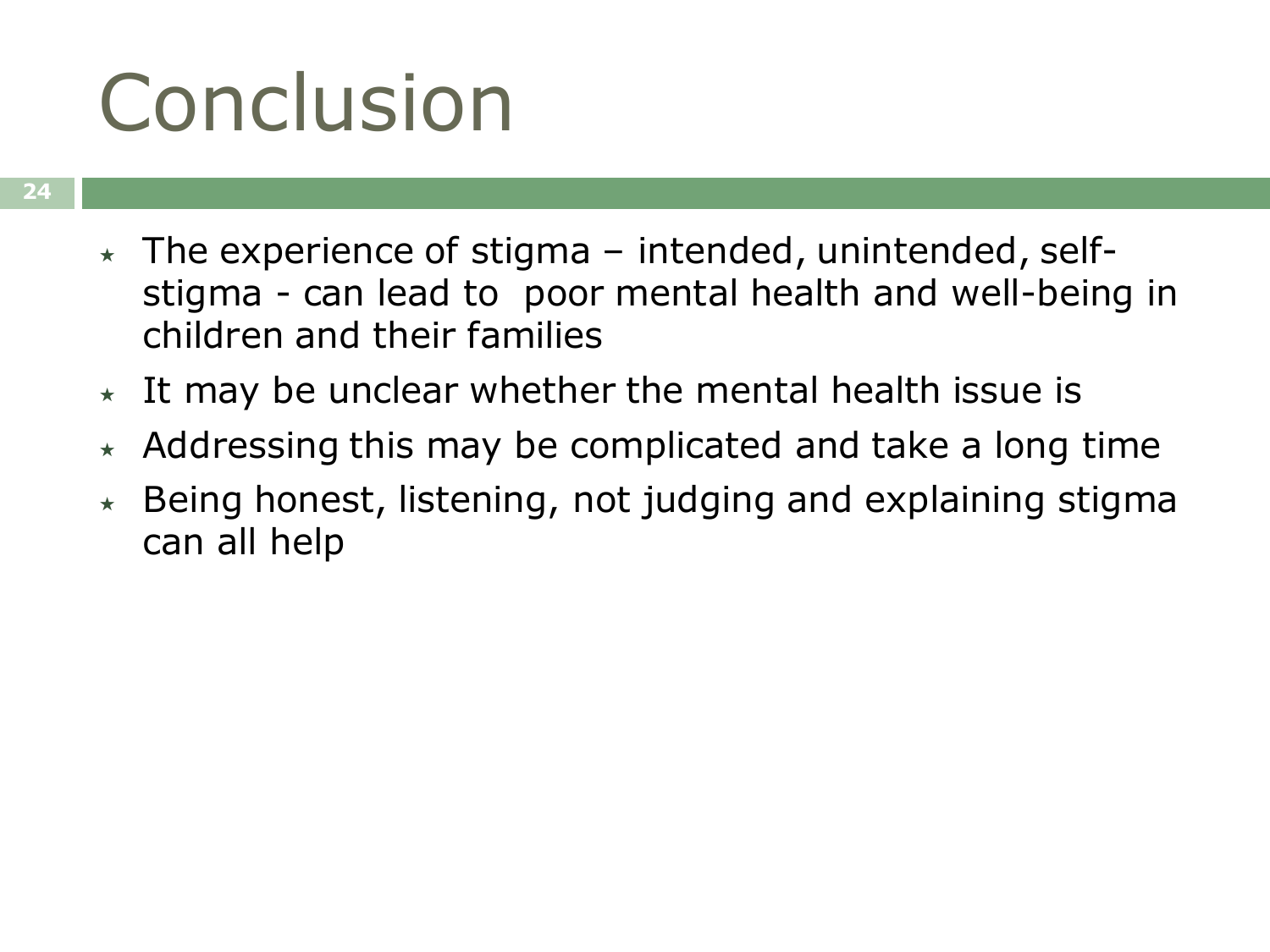# Conclusion

- The experience of stigma – intended, unintended, self-stigma - can lead to poor mental health and well-being in children and their families
- It may be unclear whether the mental health issue is
- Addressing this may be complicated and take a long time
- Being honest, listening, not judging and explaining stigma can all help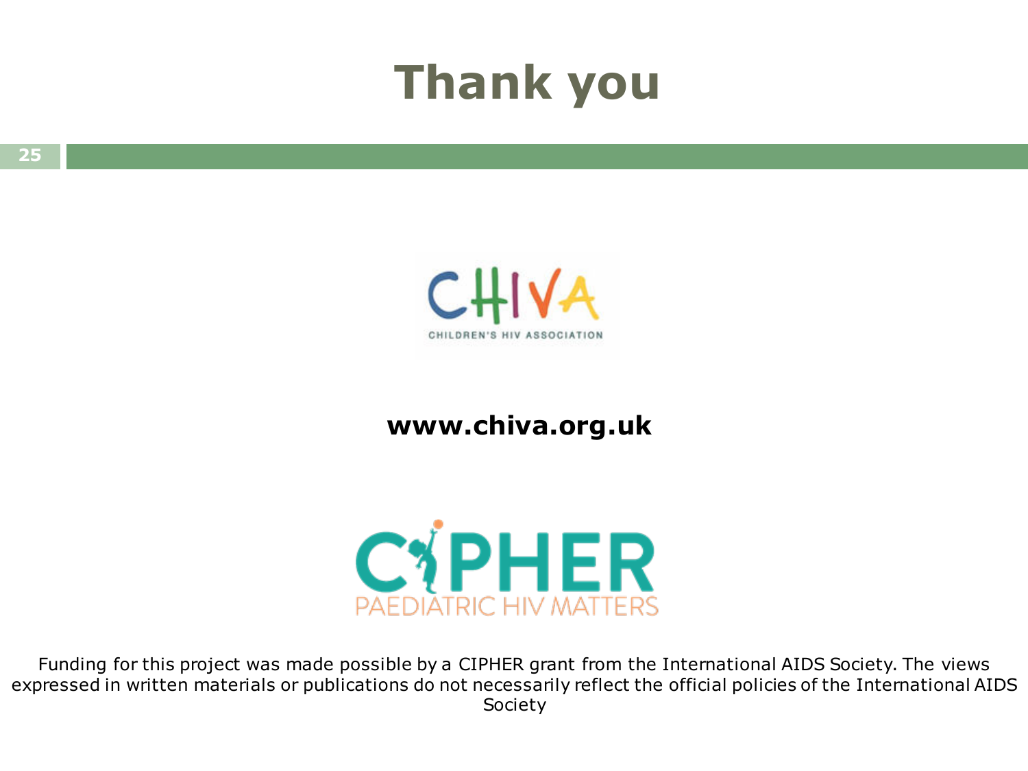# Thank you

CHIVA

CHILDREN'S HIV ASSOCIATION

**www.chiva.org.uk**

CIPHER

PAEDIATRIC HIV MATTERS

Funding for this project was made possible by a CIPHER grant from the International AIDS Society. The views expressed in written materials or publications do not necessarily reflect the official policies of the International AIDS Society